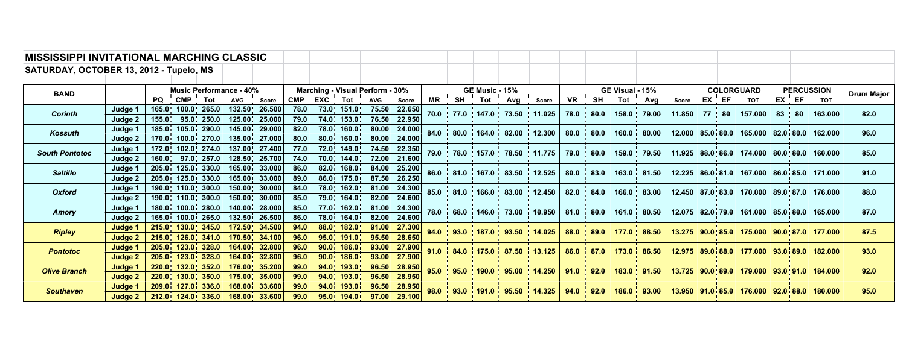# MISSISSIPPI INVITATIONAL MARCHING CLASSIC

## SATURDAY, OCTOBER 13, 2012 - Tupelo, MS

| BAND | | Music Performance - 40% | | | | | Marching - Visual Perform - 30% | | | | | GE Music - 15% | | | | | GE Visual - 15% | | | | | COLORGUARD | | | PERCUSSION | | | Drum Major |
|---|---|---|---|---|---|---|---|---|---|---|---|---|---|---|---|---|---|---|---|---|---|---|---|---|---|---|---|---|
| | | PQ | CMP | Tot | AVG | Score | CMP | EXC | Tot | AVG | Score | MR | SH | Tot | Avg | Score | VR | SH | Tot | Avg | Score | EX | EF | TOT | EX | EF | TOT | |
| Corinth | Judge 1 | 165.0 | 100.0 | 265.0 | 132.50 | 26.500 | 78.0 | 73.0 | 151.0 | 75.50 | 22.650 | 70.0 | 77.0 | 147.0 | 73.50 | 11.025 | 78.0 | 80.0 | 158.0 | 79.00 | 11.850 | 77 | 80 | 157.000 | 83 | 80 | 163.000 | 82.0 |
| | Judge 2 | 155.0 | 95.0 | 250.0 | 125.00 | 25.000 | 79.0 | 74.0 | 153.0 | 76.50 | 22.950 | | | | | | | | | | | | | | | | | |
| Kossuth | Judge 1 | 185.0 | 105.0 | 290.0 | 145.00 | 29.000 | 82.0 | 78.0 | 160.0 | 80.00 | 24.000 | 84.0 | 80.0 | 164.0 | 82.00 | 12.300 | 80.0 | 80.0 | 160.0 | 80.00 | 12.000 | 85.0 | 80.0 | 165.000 | 82.0 | 80.0 | 162.000 | 96.0 |
| | Judge 2 | 170.0 | 100.0 | 270.0 | 135.00 | 27.000 | 80.0 | 80.0 | 160.0 | 80.00 | 24.000 | | | | | | | | | | | | | | | | | |
| South Pontotoc | Judge 1 | 172.0 | 102.0 | 274.0 | 137.00 | 27.400 | 77.0 | 72.0 | 149.0 | 74.50 | 22.350 | 79.0 | 78.0 | 157.0 | 78.50 | 11.775 | 79.0 | 80.0 | 159.0 | 79.50 | 11.925 | 88.0 | 86.0 | 174.000 | 80.0 | 80.0 | 160.000 | 85.0 |
| | Judge 2 | 160.0 | 97.0 | 257.0 | 128.50 | 25.700 | 74.0 | 70.0 | 144.0 | 72.00 | 21.600 | | | | | | | | | | | | | | | | | |
| Saltillo | Judge 1 | 205.0 | 125.0 | 330.0 | 165.00 | 33.000 | 86.0 | 82.0 | 168.0 | 84.00 | 25.200 | 86.0 | 81.0 | 167.0 | 83.50 | 12.525 | 80.0 | 83.0 | 163.0 | 81.50 | 12.225 | 86.0 | 81.0 | 167.000 | 86.0 | 85.0 | 171.000 | 91.0 |
| | Judge 2 | 205.0 | 125.0 | 330.0 | 165.00 | 33.000 | 89.0 | 86.0 | 175.0 | 87.50 | 26.250 | | | | | | | | | | | | | | | | | |
| Oxford | Judge 1 | 190.0 | 110.0 | 300.0 | 150.00 | 30.000 | 84.0 | 78.0 | 162.0 | 81.00 | 24.300 | 85.0 | 81.0 | 166.0 | 83.00 | 12.450 | 82.0 | 84.0 | 166.0 | 83.00 | 12.450 | 87.0 | 83.0 | 170.000 | 89.0 | 87.0 | 176.000 | 88.0 |
| | Judge 2 | 190.0 | 110.0 | 300.0 | 150.00 | 30.000 | 85.0 | 79.0 | 164.0 | 82.00 | 24.600 | | | | | | | | | | | | | | | | | |
| Amory | Judge 1 | 180.0 | 100.0 | 280.0 | 140.00 | 28.000 | 85.0 | 77.0 | 162.0 | 81.00 | 24.300 | 78.0 | 68.0 | 146.0 | 73.00 | 10.950 | 81.0 | 80.0 | 161.0 | 80.50 | 12.075 | 82.0 | 79.0 | 161.000 | 85.0 | 80.0 | 165.000 | 87.0 |
| | Judge 2 | 165.0 | 100.0 | 265.0 | 132.50 | 26.500 | 86.0 | 78.0 | 164.0 | 82.00 | 24.600 | | | | | | | | | | | | | | | | | |
| Ripley | Judge 1 | 215.0 | 130.0 | 345.0 | 172.50 | 34.500 | 94.0 | 88.0 | 182.0 | 91.00 | 27.300 | 94.0 | 93.0 | 187.0 | 93.50 | 14.025 | 88.0 | 89.0 | 177.0 | 88.50 | 13.275 | 90.0 | 85.0 | 175.000 | 90.0 | 87.0 | 177.000 | 87.5 |
| | Judge 2 | 215.0 | 126.0 | 341.0 | 170.50 | 34.100 | 96.0 | 95.0 | 191.0 | 95.50 | 28.650 | | | | | | | | | | | | | | | | | |
| Pontotoc | Judge 1 | 205.0 | 123.0 | 328.0 | 164.00 | 32.800 | 96.0 | 90.0 | 186.0 | 93.00 | 27.900 | 91.0 | 84.0 | 175.0 | 87.50 | 13.125 | 86.0 | 87.0 | 173.0 | 86.50 | 12.975 | 89.0 | 88.0 | 177.000 | 93.0 | 89.0 | 182.000 | 93.0 |
| | Judge 2 | 205.0 | 123.0 | 328.0 | 164.00 | 32.800 | 96.0 | 90.0 | 186.0 | 93.00 | 27.900 | | | | | | | | | | | | | | | | | |
| Olive Branch | Judge 1 | 220.0 | 132.0 | 352.0 | 176.00 | 35.200 | 99.0 | 94.0 | 193.0 | 96.50 | 28.950 | 95.0 | 95.0 | 190.0 | 95.00 | 14.250 | 91.0 | 92.0 | 183.0 | 91.50 | 13.725 | 90.0 | 89.0 | 179.000 | 93.0 | 91.0 | 184.000 | 92.0 |
| | Judge 2 | 220.0 | 130.0 | 350.0 | 175.00 | 35.000 | 99.0 | 94.0 | 193.0 | 96.50 | 28.950 | | | | | | | | | | | | | | | | | |
| Southaven | Judge 1 | 209.0 | 127.0 | 336.0 | 168.00 | 33.600 | 99.0 | 94.0 | 193.0 | 96.50 | 28.950 | 98.0 | 93.0 | 191.0 | 95.50 | 14.325 | 94.0 | 92.0 | 186.0 | 93.00 | 13.950 | 91.0 | 85.0 | 176.000 | 92.0 | 88.0 | 180.000 | 95.0 |
| | Judge 2 | 212.0 | 124.0 | 336.0 | 168.00 | 33.600 | 99.0 | 95.0 | 194.0 | 97.00 | 29.100 | | | | | | | | | | | | | | | | | |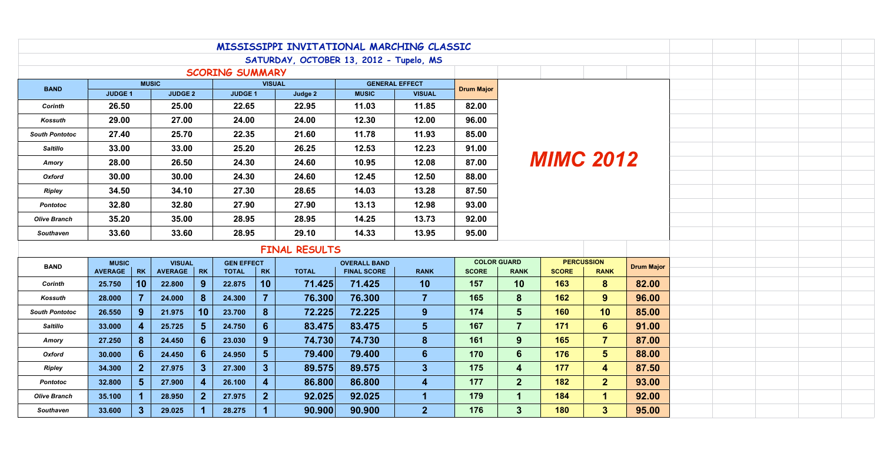# MISSISSIPPI INVITATIONAL MARCHING CLASSIC

## SATURDAY, OCTOBER 13, 2012 - Tupelo, MS

### SCORING SUMMARY

| BAND | MUSIC | | VISUAL | | GENERAL EFFECT | | Drum Major |
|---|---|---|---|---|---|---|---|
| | JUDGE 1 | JUDGE 2 | JUDGE 1 | Judge 2 | MUSIC | VISUAL | |
| *Corinth* | 26.50 | 25.00 | 22.65 | 22.95 | 11.03 | 11.85 | 82.00 |
| *Kossuth* | 29.00 | 27.00 | 24.00 | 24.00 | 12.30 | 12.00 | 96.00 |
| *South Pontotoc* | 27.40 | 25.70 | 22.35 | 21.60 | 11.78 | 11.93 | 85.00 |
| *Saltillo* | 33.00 | 33.00 | 25.20 | 26.25 | 12.53 | 12.23 | 91.00 |
| *Amory* | 28.00 | 26.50 | 24.30 | 24.60 | 10.95 | 12.08 | 87.00 |
| *Oxford* | 30.00 | 30.00 | 24.30 | 24.60 | 12.45 | 12.50 | 88.00 |
| *Ripley* | 34.50 | 34.10 | 27.30 | 28.65 | 14.03 | 13.28 | 87.50 |
| *Pontotoc* | 32.80 | 32.80 | 27.90 | 27.90 | 13.13 | 12.98 | 93.00 |
| *Olive Branch* | 35.20 | 35.00 | 28.95 | 28.95 | 14.25 | 13.73 | 92.00 |
| *Southaven* | 33.60 | 33.60 | 28.95 | 29.10 | 14.33 | 13.95 | 95.00 |

***MIMC 2012***

### FINAL RESULTS

| BAND | MUSIC | | VISUAL | | GEN EFFECT | | OVERALL BAND | | | COLOR GUARD | | PERCUSSION | | Drum Major |
|---|---|---|---|---|---|---|---|---|---|---|---|---|---|---|
| | AVERAGE | RK | AVERAGE | RK | TOTAL | RK | TOTAL | FINAL SCORE | RANK | SCORE | RANK | SCORE | RANK | |
| *Corinth* | 25.750 | 10 | 22.800 | 9 | 22.875 | 10 | 71.425 | 71.425 | 10 | 157 | 10 | 163 | 8 | 82.00 |
| *Kossuth* | 28.000 | 7 | 24.000 | 8 | 24.300 | 7 | 76.300 | 76.300 | 7 | 165 | 8 | 162 | 9 | 96.00 |
| *South Pontotoc* | 26.550 | 9 | 21.975 | 10 | 23.700 | 8 | 72.225 | 72.225 | 9 | 174 | 5 | 160 | 10 | 85.00 |
| *Saltillo* | 33.000 | 4 | 25.725 | 5 | 24.750 | 6 | 83.475 | 83.475 | 5 | 167 | 7 | 171 | 6 | 91.00 |
| *Amory* | 27.250 | 8 | 24.450 | 6 | 23.030 | 9 | 74.730 | 74.730 | 8 | 161 | 9 | 165 | 7 | 87.00 |
| *Oxford* | 30.000 | 6 | 24.450 | 6 | 24.950 | 5 | 79.400 | 79.400 | 6 | 170 | 6 | 176 | 5 | 88.00 |
| *Ripley* | 34.300 | 2 | 27.975 | 3 | 27.300 | 3 | 89.575 | 89.575 | 3 | 175 | 4 | 177 | 4 | 87.50 |
| *Pontotoc* | 32.800 | 5 | 27.900 | 4 | 26.100 | 4 | 86.800 | 86.800 | 4 | 177 | 2 | 182 | 2 | 93.00 |
| *Olive Branch* | 35.100 | 1 | 28.950 | 2 | 27.975 | 2 | 92.025 | 92.025 | 1 | 179 | 1 | 184 | 1 | 92.00 |
| *Southaven* | 33.600 | 3 | 29.025 | 1 | 28.275 | 1 | 90.900 | 90.900 | 2 | 176 | 3 | 180 | 3 | 95.00 |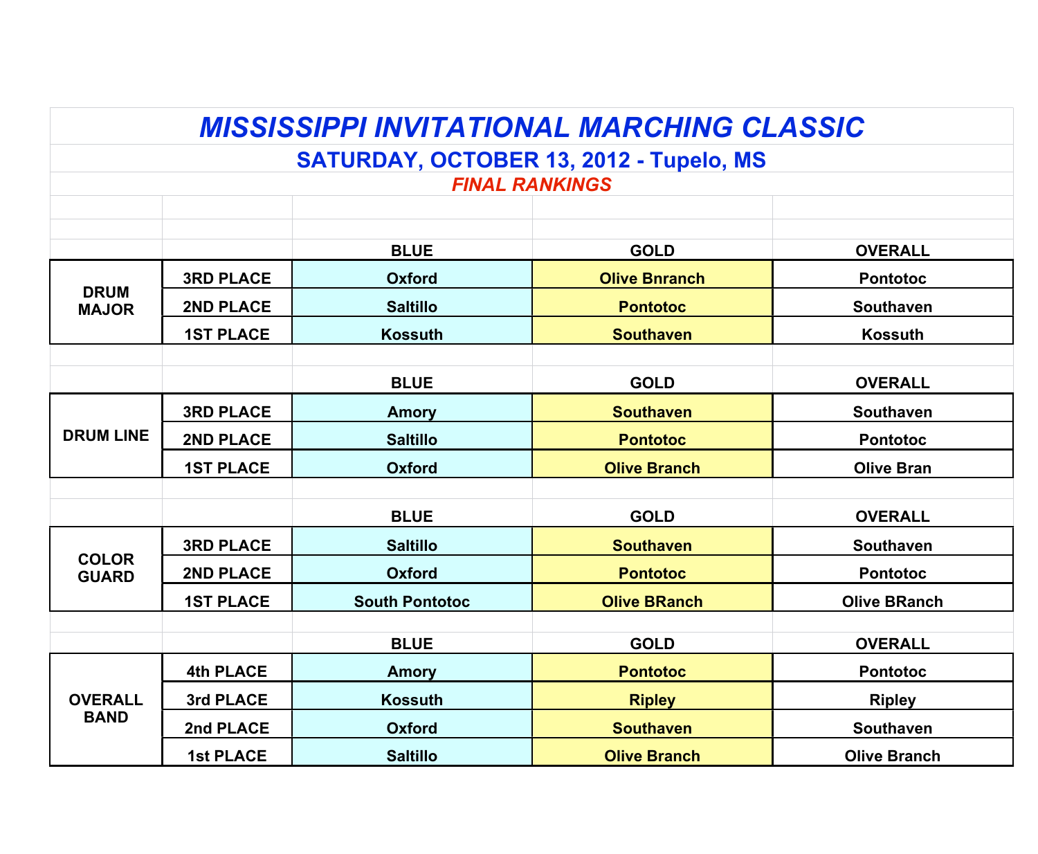# MISSISSIPPI INVITATIONAL MARCHING CLASSIC

## SATURDAY, OCTOBER 13, 2012 - Tupelo, MS

### FINAL RANKINGS

| | | BLUE | GOLD | OVERALL |
|---|---|---|---|---|
| **DRUM MAJOR** | 3RD PLACE | Oxford | Olive Bnranch | Pontotoc |
| | 2ND PLACE | Saltillo | Pontotoc | Southaven |
| | 1ST PLACE | Kossuth | Southaven | Kossuth |

| | | BLUE | GOLD | OVERALL |
|---|---|---|---|---|
| **DRUM LINE** | 3RD PLACE | Amory | Southaven | Southaven |
| | 2ND PLACE | Saltillo | Pontotoc | Pontotoc |
| | 1ST PLACE | Oxford | Olive Branch | Olive Bran |

| | | BLUE | GOLD | OVERALL |
|---|---|---|---|---|
| **COLOR GUARD** | 3RD PLACE | Saltillo | Southaven | Southaven |
| | 2ND PLACE | Oxford | Pontotoc | Pontotoc |
| | 1ST PLACE | South Pontotoc | Olive BRanch | Olive BRanch |

| | | BLUE | GOLD | OVERALL |
|---|---|---|---|---|
| **OVERALL BAND** | 4th PLACE | Amory | Pontotoc | Pontotoc |
| | 3rd PLACE | Kossuth | Ripley | Ripley |
| | 2nd PLACE | Oxford | Southaven | Southaven |
| | 1st PLACE | Saltillo | Olive Branch | Olive Branch |